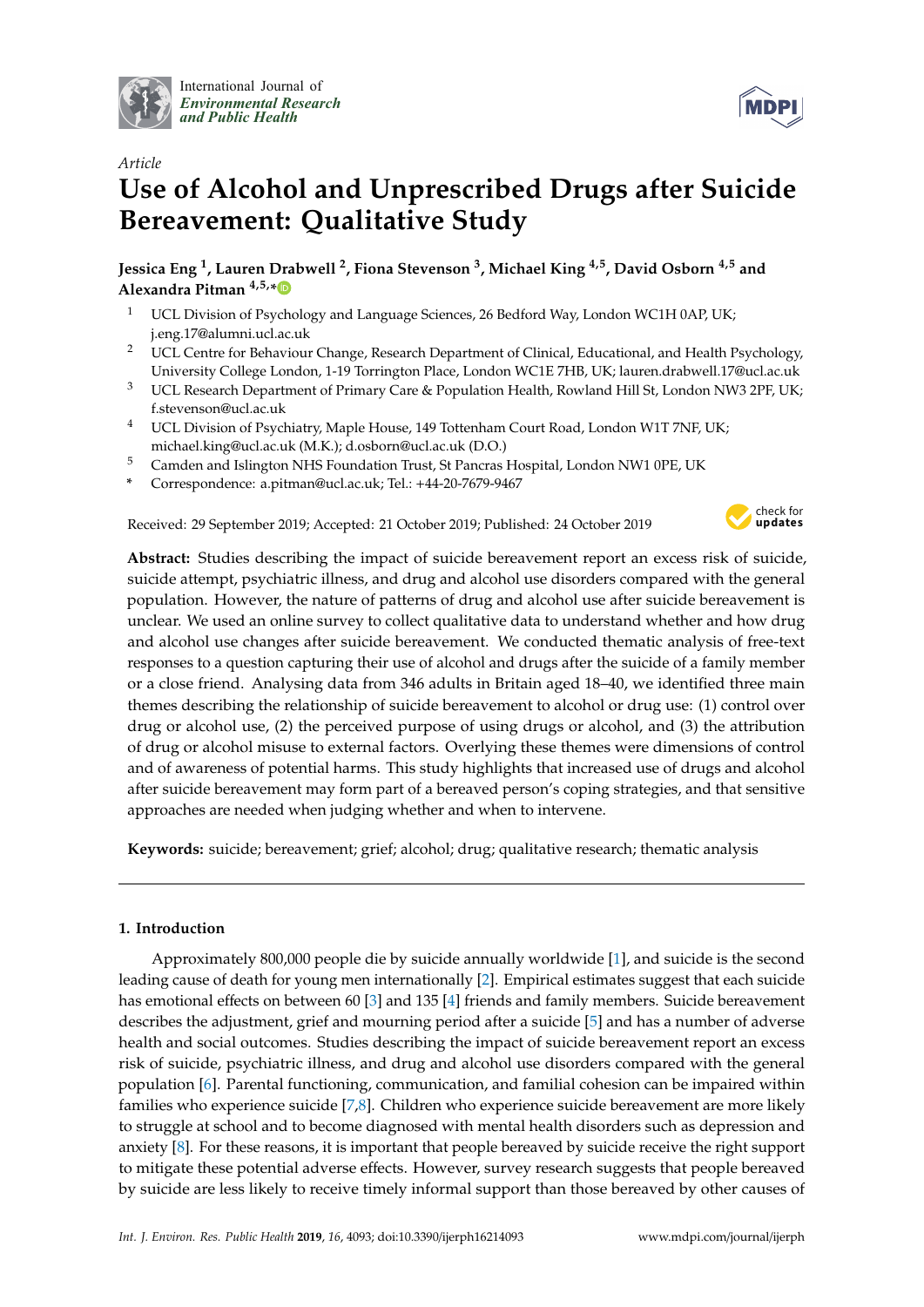*Article*

# Use of Alcohol and Unprescribed Drugs after Suicide Bereavement: Qualitative Study

**Jessica Eng [1], Lauren Drabwell [2], Fiona Stevenson [3], Michael King [4,5], David Osborn [4,5] and Alexandra Pitman [4,5,*]**

1. UCL Division of Psychology and Language Sciences, 26 Bedford Way, London WC1H 0AP, UK; j.eng.17@alumni.ucl.ac.uk
2. UCL Centre for Behaviour Change, Research Department of Clinical, Educational, and Health Psychology, University College London, 1-19 Torrington Place, London WC1E 7HB, UK; lauren.drabwell.17@ucl.ac.uk
3. UCL Research Department of Primary Care & Population Health, Rowland Hill St, London NW3 2PF, UK; f.stevenson@ucl.ac.uk
4. UCL Division of Psychiatry, Maple House, 149 Tottenham Court Road, London W1T 7NF, UK; michael.king@ucl.ac.uk (M.K.); d.osborn@ucl.ac.uk (D.O.)
5. Camden and Islington NHS Foundation Trust, St Pancras Hospital, London NW1 0PE, UK

\* Correspondence: a.pitman@ucl.ac.uk; Tel.: +44-20-7679-9467

Received: 29 September 2019; Accepted: 21 October 2019; Published: 24 October 2019

**Abstract:** Studies describing the impact of suicide bereavement report an excess risk of suicide, suicide attempt, psychiatric illness, and drug and alcohol use disorders compared with the general population. However, the nature of patterns of drug and alcohol use after suicide bereavement is unclear. We used an online survey to collect qualitative data to understand whether and how drug and alcohol use changes after suicide bereavement. We conducted thematic analysis of free-text responses to a question capturing their use of alcohol and drugs after the suicide of a family member or a close friend. Analysing data from 346 adults in Britain aged 18–40, we identified three main themes describing the relationship of suicide bereavement to alcohol or drug use: (1) control over drug or alcohol use, (2) the perceived purpose of using drugs or alcohol, and (3) the attribution of drug or alcohol misuse to external factors. Overlying these themes were dimensions of control and of awareness of potential harms. This study highlights that increased use of drugs and alcohol after suicide bereavement may form part of a bereaved person's coping strategies, and that sensitive approaches are needed when judging whether and when to intervene.

**Keywords:** suicide; bereavement; grief; alcohol; drug; qualitative research; thematic analysis

## 1. Introduction

Approximately 800,000 people die by suicide annually worldwide [1], and suicide is the second leading cause of death for young men internationally [2]. Empirical estimates suggest that each suicide has emotional effects on between 60 [3] and 135 [4] friends and family members. Suicide bereavement describes the adjustment, grief and mourning period after a suicide [5] and has a number of adverse health and social outcomes. Studies describing the impact of suicide bereavement report an excess risk of suicide, psychiatric illness, and drug and alcohol use disorders compared with the general population [6]. Parental functioning, communication, and familial cohesion can be impaired within families who experience suicide [7,8]. Children who experience suicide bereavement are more likely to struggle at school and to become diagnosed with mental health disorders such as depression and anxiety [8]. For these reasons, it is important that people bereaved by suicide receive the right support to mitigate these potential adverse effects. However, survey research suggests that people bereaved by suicide are less likely to receive timely informal support than those bereaved by other causes of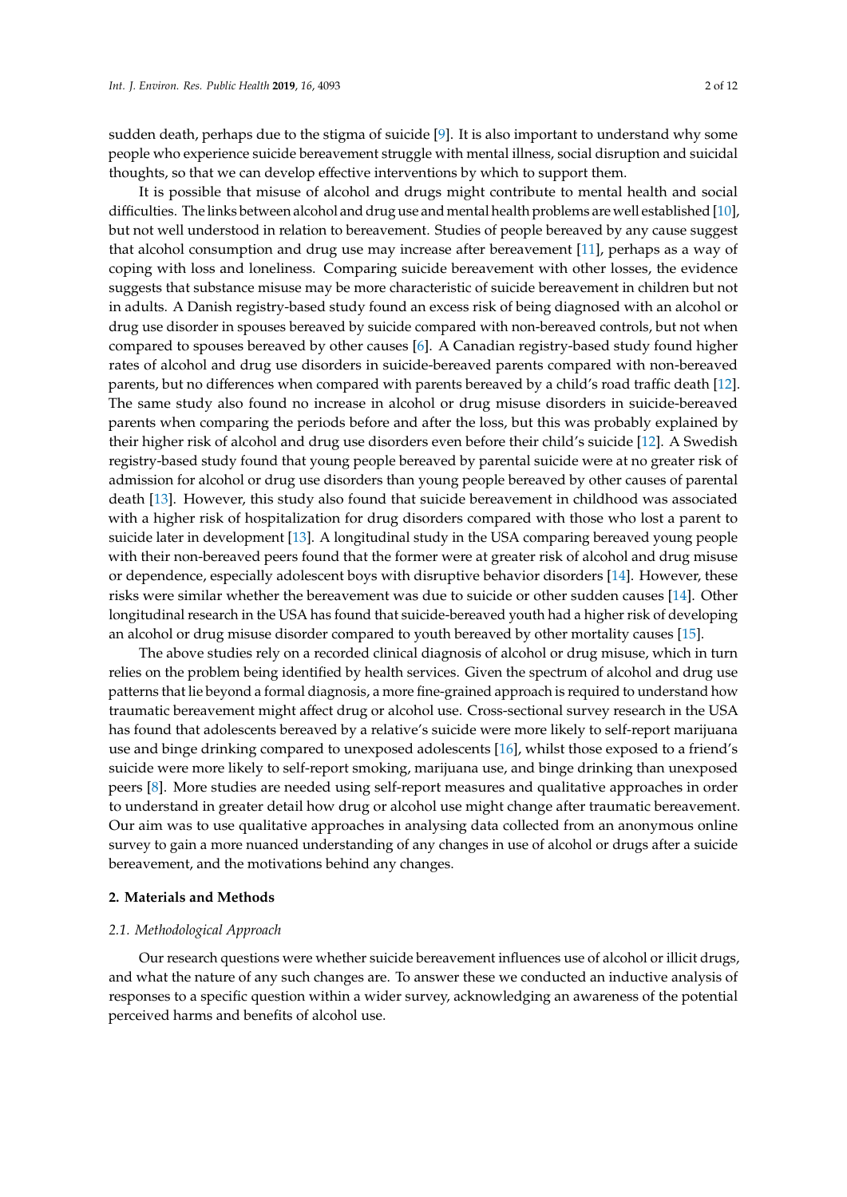sudden death, perhaps due to the stigma of suicide [9]. It is also important to understand why some people who experience suicide bereavement struggle with mental illness, social disruption and suicidal thoughts, so that we can develop effective interventions by which to support them.

It is possible that misuse of alcohol and drugs might contribute to mental health and social difficulties. The links between alcohol and drug use and mental health problems are well established [10], but not well understood in relation to bereavement. Studies of people bereaved by any cause suggest that alcohol consumption and drug use may increase after bereavement [11], perhaps as a way of coping with loss and loneliness. Comparing suicide bereavement with other losses, the evidence suggests that substance misuse may be more characteristic of suicide bereavement in children but not in adults. A Danish registry-based study found an excess risk of being diagnosed with an alcohol or drug use disorder in spouses bereaved by suicide compared with non-bereaved controls, but not when compared to spouses bereaved by other causes [6]. A Canadian registry-based study found higher rates of alcohol and drug use disorders in suicide-bereaved parents compared with non-bereaved parents, but no differences when compared with parents bereaved by a child's road traffic death [12]. The same study also found no increase in alcohol or drug misuse disorders in suicide-bereaved parents when comparing the periods before and after the loss, but this was probably explained by their higher risk of alcohol and drug use disorders even before their child's suicide [12]. A Swedish registry-based study found that young people bereaved by parental suicide were at no greater risk of admission for alcohol or drug use disorders than young people bereaved by other causes of parental death [13]. However, this study also found that suicide bereavement in childhood was associated with a higher risk of hospitalization for drug disorders compared with those who lost a parent to suicide later in development [13]. A longitudinal study in the USA comparing bereaved young people with their non-bereaved peers found that the former were at greater risk of alcohol and drug misuse or dependence, especially adolescent boys with disruptive behavior disorders [14]. However, these risks were similar whether the bereavement was due to suicide or other sudden causes [14]. Other longitudinal research in the USA has found that suicide-bereaved youth had a higher risk of developing an alcohol or drug misuse disorder compared to youth bereaved by other mortality causes [15].

The above studies rely on a recorded clinical diagnosis of alcohol or drug misuse, which in turn relies on the problem being identified by health services. Given the spectrum of alcohol and drug use patterns that lie beyond a formal diagnosis, a more fine-grained approach is required to understand how traumatic bereavement might affect drug or alcohol use. Cross-sectional survey research in the USA has found that adolescents bereaved by a relative's suicide were more likely to self-report marijuana use and binge drinking compared to unexposed adolescents [16], whilst those exposed to a friend's suicide were more likely to self-report smoking, marijuana use, and binge drinking than unexposed peers [8]. More studies are needed using self-report measures and qualitative approaches in order to understand in greater detail how drug or alcohol use might change after traumatic bereavement. Our aim was to use qualitative approaches in analysing data collected from an anonymous online survey to gain a more nuanced understanding of any changes in use of alcohol or drugs after a suicide bereavement, and the motivations behind any changes.

## 2. Materials and Methods

### 2.1. Methodological Approach

Our research questions were whether suicide bereavement influences use of alcohol or illicit drugs, and what the nature of any such changes are. To answer these we conducted an inductive analysis of responses to a specific question within a wider survey, acknowledging an awareness of the potential perceived harms and benefits of alcohol use.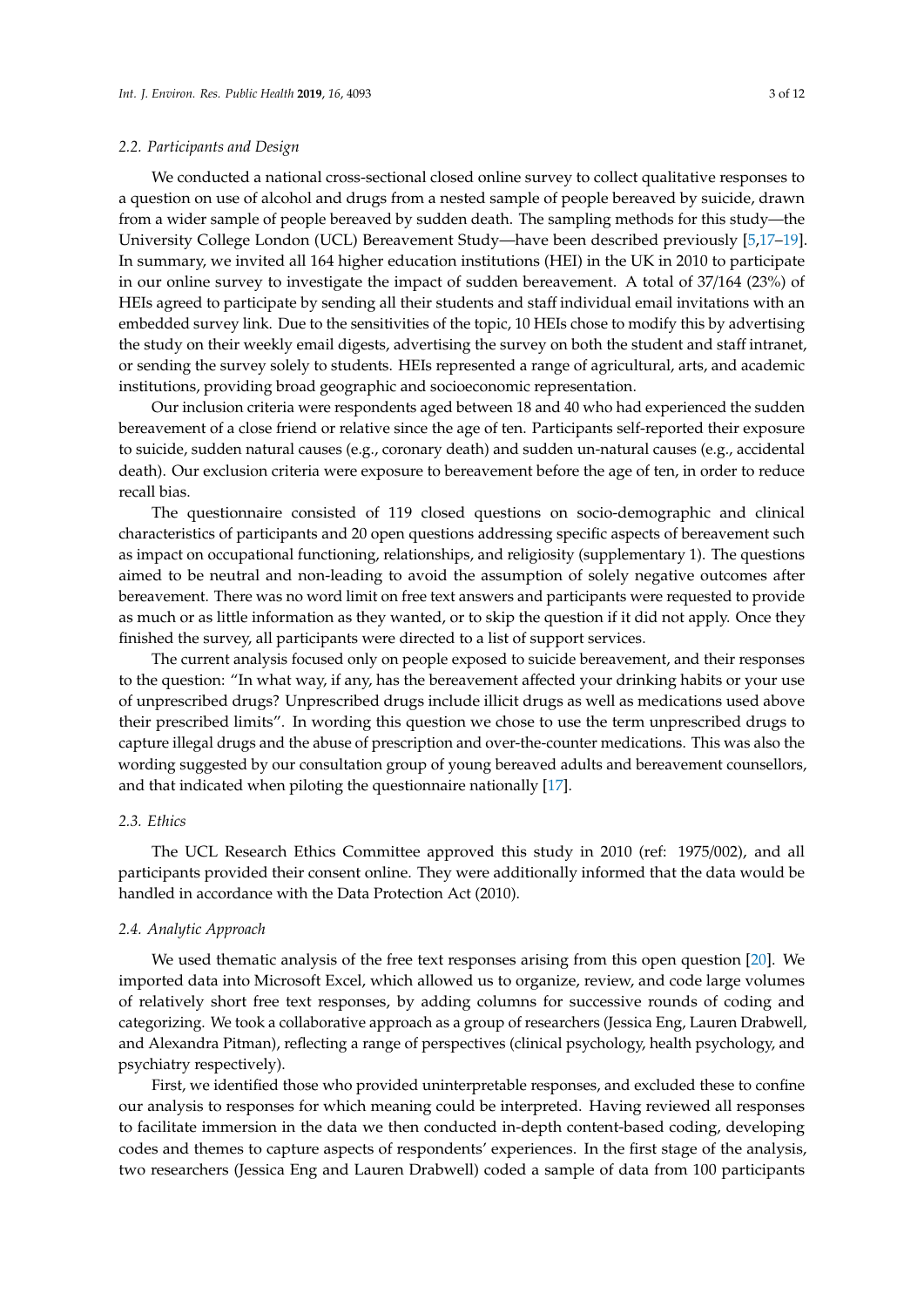### 2.2. Participants and Design

We conducted a national cross-sectional closed online survey to collect qualitative responses to a question on use of alcohol and drugs from a nested sample of people bereaved by suicide, drawn from a wider sample of people bereaved by sudden death. The sampling methods for this study—the University College London (UCL) Bereavement Study—have been described previously [5,17–19]. In summary, we invited all 164 higher education institutions (HEI) in the UK in 2010 to participate in our online survey to investigate the impact of sudden bereavement. A total of 37/164 (23%) of HEIs agreed to participate by sending all their students and staff individual email invitations with an embedded survey link. Due to the sensitivities of the topic, 10 HEIs chose to modify this by advertising the study on their weekly email digests, advertising the survey on both the student and staff intranet, or sending the survey solely to students. HEIs represented a range of agricultural, arts, and academic institutions, providing broad geographic and socioeconomic representation.

Our inclusion criteria were respondents aged between 18 and 40 who had experienced the sudden bereavement of a close friend or relative since the age of ten. Participants self-reported their exposure to suicide, sudden natural causes (e.g., coronary death) and sudden un-natural causes (e.g., accidental death). Our exclusion criteria were exposure to bereavement before the age of ten, in order to reduce recall bias.

The questionnaire consisted of 119 closed questions on socio-demographic and clinical characteristics of participants and 20 open questions addressing specific aspects of bereavement such as impact on occupational functioning, relationships, and religiosity (supplementary 1). The questions aimed to be neutral and non-leading to avoid the assumption of solely negative outcomes after bereavement. There was no word limit on free text answers and participants were requested to provide as much or as little information as they wanted, or to skip the question if it did not apply. Once they finished the survey, all participants were directed to a list of support services.

The current analysis focused only on people exposed to suicide bereavement, and their responses to the question: "In what way, if any, has the bereavement affected your drinking habits or your use of unprescribed drugs? Unprescribed drugs include illicit drugs as well as medications used above their prescribed limits". In wording this question we chose to use the term unprescribed drugs to capture illegal drugs and the abuse of prescription and over-the-counter medications. This was also the wording suggested by our consultation group of young bereaved adults and bereavement counsellors, and that indicated when piloting the questionnaire nationally [17].

### 2.3. Ethics

The UCL Research Ethics Committee approved this study in 2010 (ref: 1975/002), and all participants provided their consent online. They were additionally informed that the data would be handled in accordance with the Data Protection Act (2010).

### 2.4. Analytic Approach

We used thematic analysis of the free text responses arising from this open question [20]. We imported data into Microsoft Excel, which allowed us to organize, review, and code large volumes of relatively short free text responses, by adding columns for successive rounds of coding and categorizing. We took a collaborative approach as a group of researchers (Jessica Eng, Lauren Drabwell, and Alexandra Pitman), reflecting a range of perspectives (clinical psychology, health psychology, and psychiatry respectively).

First, we identified those who provided uninterpretable responses, and excluded these to confine our analysis to responses for which meaning could be interpreted. Having reviewed all responses to facilitate immersion in the data we then conducted in-depth content-based coding, developing codes and themes to capture aspects of respondents' experiences. In the first stage of the analysis, two researchers (Jessica Eng and Lauren Drabwell) coded a sample of data from 100 participants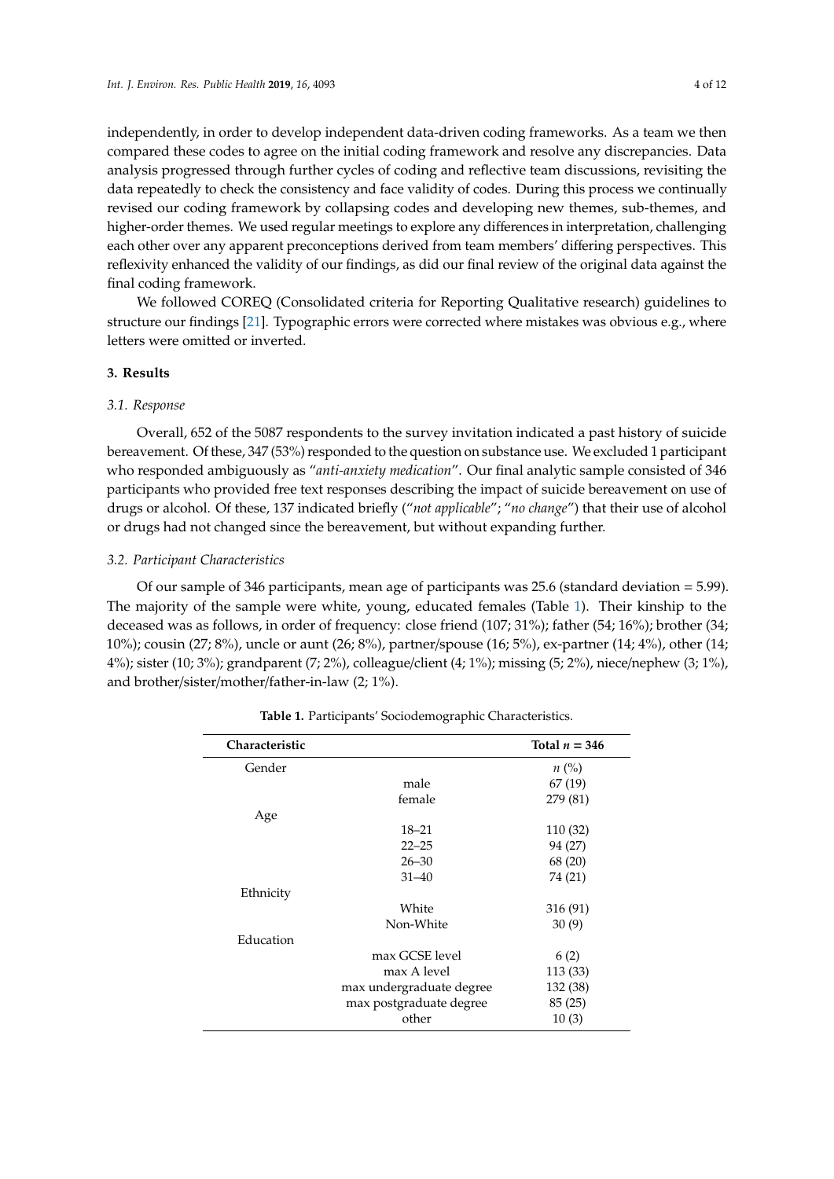independently, in order to develop independent data-driven coding frameworks. As a team we then compared these codes to agree on the initial coding framework and resolve any discrepancies. Data analysis progressed through further cycles of coding and reflective team discussions, revisiting the data repeatedly to check the consistency and face validity of codes. During this process we continually revised our coding framework by collapsing codes and developing new themes, sub-themes, and higher-order themes. We used regular meetings to explore any differences in interpretation, challenging each other over any apparent preconceptions derived from team members' differing perspectives. This reflexivity enhanced the validity of our findings, as did our final review of the original data against the final coding framework.

We followed COREQ (Consolidated criteria for Reporting Qualitative research) guidelines to structure our findings [21]. Typographic errors were corrected where mistakes was obvious e.g., where letters were omitted or inverted.

## 3. Results

### *3.1. Response*

Overall, 652 of the 5087 respondents to the survey invitation indicated a past history of suicide bereavement. Of these, 347 (53%) responded to the question on substance use. We excluded 1 participant who responded ambiguously as "*anti-anxiety medication*". Our final analytic sample consisted of 346 participants who provided free text responses describing the impact of suicide bereavement on use of drugs or alcohol. Of these, 137 indicated briefly ("*not applicable*"; "*no change*") that their use of alcohol or drugs had not changed since the bereavement, but without expanding further.

### *3.2. Participant Characteristics*

Of our sample of 346 participants, mean age of participants was 25.6 (standard deviation = 5.99). The majority of the sample were white, young, educated females (Table 1). Their kinship to the deceased was as follows, in order of frequency: close friend (107; 31%); father (54; 16%); brother (34; 10%); cousin (27; 8%), uncle or aunt (26; 8%), partner/spouse (16; 5%), ex-partner (14; 4%), other (14; 4%); sister (10; 3%); grandparent (7; 2%), colleague/client (4; 1%); missing (5; 2%), niece/nephew (3; 1%), and brother/sister/mother/father-in-law (2; 1%).

**Table 1.** Participants' Sociodemographic Characteristics.

| Characteristic | | Total *n* = 346 |
|---|---|---|
| Gender | | *n* (%) |
| | male | 67 (19) |
| | female | 279 (81) |
| Age | | |
| | 18–21 | 110 (32) |
| | 22–25 | 94 (27) |
| | 26–30 | 68 (20) |
| | 31–40 | 74 (21) |
| Ethnicity | | |
| | White | 316 (91) |
| | Non-White | 30 (9) |
| Education | | |
| | max GCSE level | 6 (2) |
| | max A level | 113 (33) |
| | max undergraduate degree | 132 (38) |
| | max postgraduate degree | 85 (25) |
| | other | 10 (3) |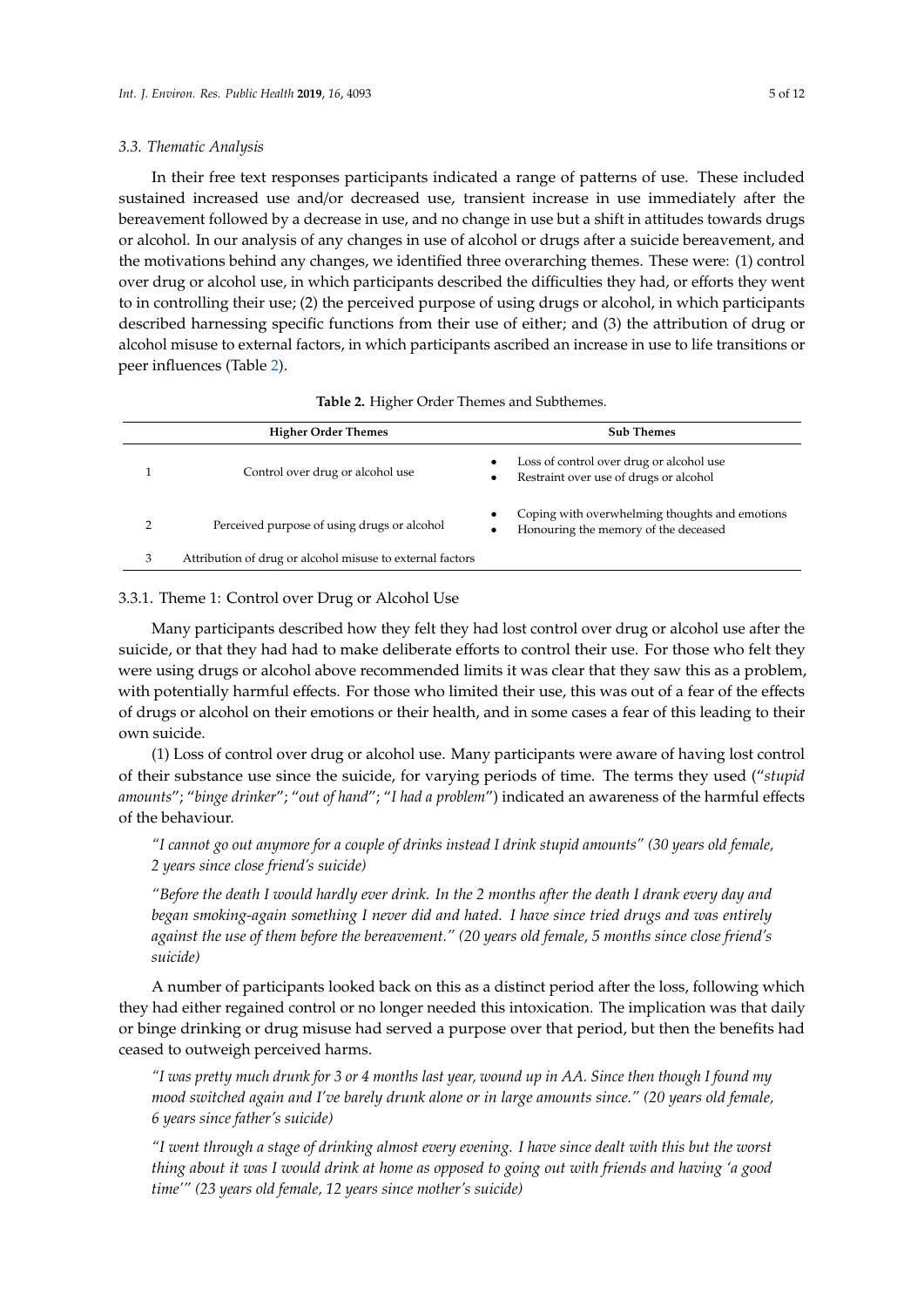### 3.3. Thematic Analysis

In their free text responses participants indicated a range of patterns of use. These included sustained increased use and/or decreased use, transient increase in use immediately after the bereavement followed by a decrease in use, and no change in use but a shift in attitudes towards drugs or alcohol. In our analysis of any changes in use of alcohol or drugs after a suicide bereavement, and the motivations behind any changes, we identified three overarching themes. These were: (1) control over drug or alcohol use, in which participants described the difficulties they had, or efforts they went to in controlling their use; (2) the perceived purpose of using drugs or alcohol, in which participants described harnessing specific functions from their use of either; and (3) the attribution of drug or alcohol misuse to external factors, in which participants ascribed an increase in use to life transitions or peer influences (Table 2).

**Table 2.** Higher Order Themes and Subthemes.

| | Higher Order Themes | Sub Themes |
|---|---|---|
| 1 | Control over drug or alcohol use | • Loss of control over drug or alcohol use<br>• Restraint over use of drugs or alcohol |
| 2 | Perceived purpose of using drugs or alcohol | • Coping with overwhelming thoughts and emotions<br>• Honouring the memory of the deceased |
| 3 | Attribution of drug or alcohol misuse to external factors | |

#### 3.3.1. Theme 1: Control over Drug or Alcohol Use

Many participants described how they felt they had lost control over drug or alcohol use after the suicide, or that they had had to make deliberate efforts to control their use. For those who felt they were using drugs or alcohol above recommended limits it was clear that they saw this as a problem, with potentially harmful effects. For those who limited their use, this was out of a fear of the effects of drugs or alcohol on their emotions or their health, and in some cases a fear of this leading to their own suicide.

(1) Loss of control over drug or alcohol use. Many participants were aware of having lost control of their substance use since the suicide, for varying periods of time. The terms they used ("*stupid amounts*"; "*binge drinker*"; "*out of hand*"; "*I had a problem*") indicated an awareness of the harmful effects of the behaviour.

> *"I cannot go out anymore for a couple of drinks instead I drink stupid amounts" (30 years old female, 2 years since close friend's suicide)*

> *"Before the death I would hardly ever drink. In the 2 months after the death I drank every day and began smoking-again something I never did and hated. I have since tried drugs and was entirely against the use of them before the bereavement." (20 years old female, 5 months since close friend's suicide)*

A number of participants looked back on this as a distinct period after the loss, following which they had either regained control or no longer needed this intoxication. The implication was that daily or binge drinking or drug misuse had served a purpose over that period, but then the benefits had ceased to outweigh perceived harms.

> *"I was pretty much drunk for 3 or 4 months last year, wound up in AA. Since then though I found my mood switched again and I've barely drunk alone or in large amounts since." (20 years old female, 6 years since father's suicide)*

> *"I went through a stage of drinking almost every evening. I have since dealt with this but the worst thing about it was I would drink at home as opposed to going out with friends and having 'a good time'" (23 years old female, 12 years since mother's suicide)*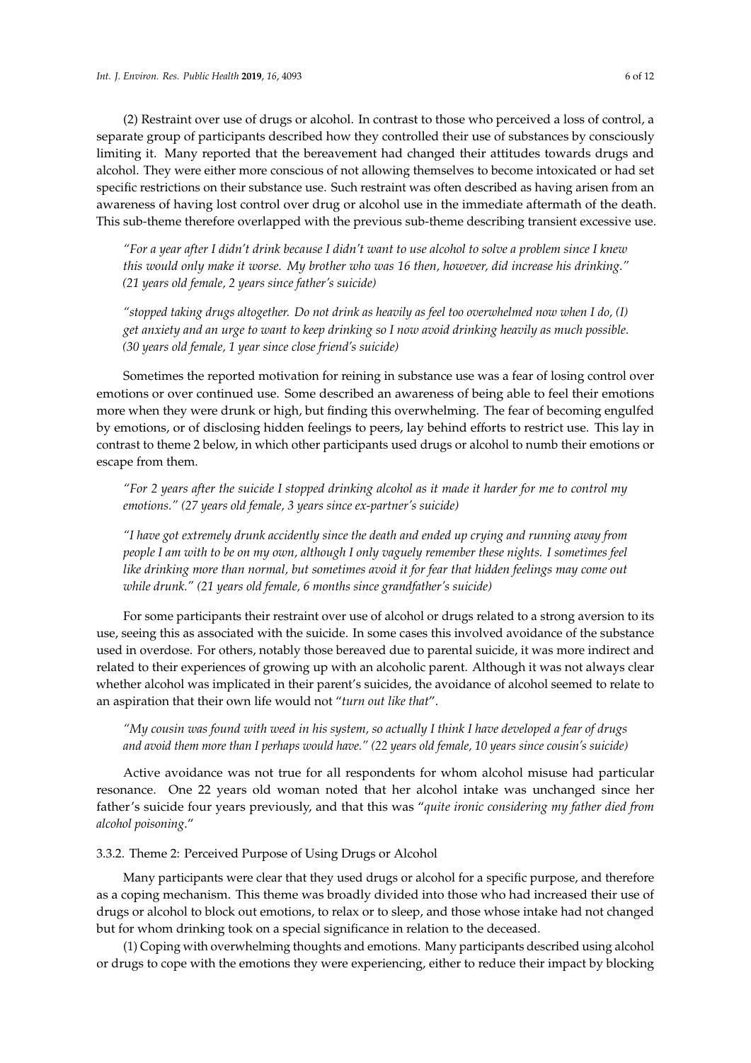(2) Restraint over use of drugs or alcohol. In contrast to those who perceived a loss of control, a separate group of participants described how they controlled their use of substances by consciously limiting it. Many reported that the bereavement had changed their attitudes towards drugs and alcohol. They were either more conscious of not allowing themselves to become intoxicated or had set specific restrictions on their substance use. Such restraint was often described as having arisen from an awareness of having lost control over drug or alcohol use in the immediate aftermath of the death. This sub-theme therefore overlapped with the previous sub-theme describing transient excessive use.

> *"For a year after I didn't drink because I didn't want to use alcohol to solve a problem since I knew this would only make it worse. My brother who was 16 then, however, did increase his drinking." (21 years old female, 2 years since father's suicide)*

> *"stopped taking drugs altogether. Do not drink as heavily as feel too overwhelmed now when I do, (I) get anxiety and an urge to want to keep drinking so I now avoid drinking heavily as much possible. (30 years old female, 1 year since close friend's suicide)*

Sometimes the reported motivation for reining in substance use was a fear of losing control over emotions or over continued use. Some described an awareness of being able to feel their emotions more when they were drunk or high, but finding this overwhelming. The fear of becoming engulfed by emotions, or of disclosing hidden feelings to peers, lay behind efforts to restrict use. This lay in contrast to theme 2 below, in which other participants used drugs or alcohol to numb their emotions or escape from them.

> *"For 2 years after the suicide I stopped drinking alcohol as it made it harder for me to control my emotions." (27 years old female, 3 years since ex-partner's suicide)*

> *"I have got extremely drunk accidently since the death and ended up crying and running away from people I am with to be on my own, although I only vaguely remember these nights. I sometimes feel like drinking more than normal, but sometimes avoid it for fear that hidden feelings may come out while drunk." (21 years old female, 6 months since grandfather's suicide)*

For some participants their restraint over use of alcohol or drugs related to a strong aversion to its use, seeing this as associated with the suicide. In some cases this involved avoidance of the substance used in overdose. For others, notably those bereaved due to parental suicide, it was more indirect and related to their experiences of growing up with an alcoholic parent. Although it was not always clear whether alcohol was implicated in their parent's suicides, the avoidance of alcohol seemed to relate to an aspiration that their own life would not "*turn out like that*".

> *"My cousin was found with weed in his system, so actually I think I have developed a fear of drugs and avoid them more than I perhaps would have." (22 years old female, 10 years since cousin's suicide)*

Active avoidance was not true for all respondents for whom alcohol misuse had particular resonance. One 22 years old woman noted that her alcohol intake was unchanged since her father's suicide four years previously, and that this was "*quite ironic considering my father died from alcohol poisoning*."

#### 3.3.2. Theme 2: Perceived Purpose of Using Drugs or Alcohol

Many participants were clear that they used drugs or alcohol for a specific purpose, and therefore as a coping mechanism. This theme was broadly divided into those who had increased their use of drugs or alcohol to block out emotions, to relax or to sleep, and those whose intake had not changed but for whom drinking took on a special significance in relation to the deceased.

(1) Coping with overwhelming thoughts and emotions. Many participants described using alcohol or drugs to cope with the emotions they were experiencing, either to reduce their impact by blocking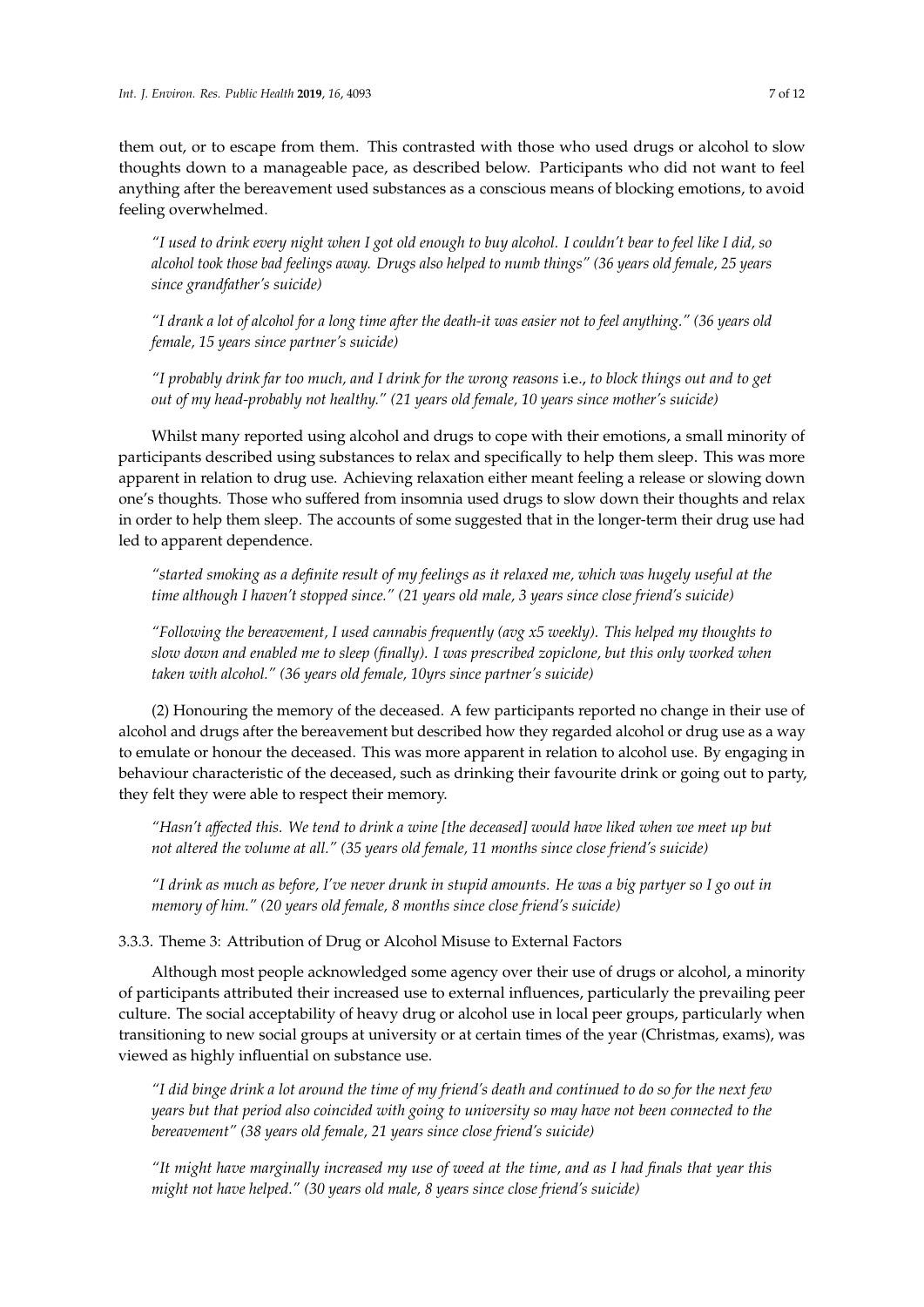them out, or to escape from them. This contrasted with those who used drugs or alcohol to slow thoughts down to a manageable pace, as described below. Participants who did not want to feel anything after the bereavement used substances as a conscious means of blocking emotions, to avoid feeling overwhelmed.

> *"I used to drink every night when I got old enough to buy alcohol. I couldn't bear to feel like I did, so alcohol took those bad feelings away. Drugs also helped to numb things" (36 years old female, 25 years since grandfather's suicide)*

> *"I drank a lot of alcohol for a long time after the death-it was easier not to feel anything." (36 years old female, 15 years since partner's suicide)*

> *"I probably drink far too much, and I drink for the wrong reasons* i.e., *to block things out and to get out of my head-probably not healthy." (21 years old female, 10 years since mother's suicide)*

Whilst many reported using alcohol and drugs to cope with their emotions, a small minority of participants described using substances to relax and specifically to help them sleep. This was more apparent in relation to drug use. Achieving relaxation either meant feeling a release or slowing down one's thoughts. Those who suffered from insomnia used drugs to slow down their thoughts and relax in order to help them sleep. The accounts of some suggested that in the longer-term their drug use had led to apparent dependence.

> *"started smoking as a definite result of my feelings as it relaxed me, which was hugely useful at the time although I haven't stopped since." (21 years old male, 3 years since close friend's suicide)*

> *"Following the bereavement, I used cannabis frequently (avg x5 weekly). This helped my thoughts to slow down and enabled me to sleep (finally). I was prescribed zopiclone, but this only worked when taken with alcohol." (36 years old female, 10yrs since partner's suicide)*

(2) Honouring the memory of the deceased. A few participants reported no change in their use of alcohol and drugs after the bereavement but described how they regarded alcohol or drug use as a way to emulate or honour the deceased. This was more apparent in relation to alcohol use. By engaging in behaviour characteristic of the deceased, such as drinking their favourite drink or going out to party, they felt they were able to respect their memory.

> *"Hasn't affected this. We tend to drink a wine [the deceased] would have liked when we meet up but not altered the volume at all." (35 years old female, 11 months since close friend's suicide)*

> *"I drink as much as before, I've never drunk in stupid amounts. He was a big partyer so I go out in memory of him." (20 years old female, 8 months since close friend's suicide)*

#### 3.3.3. Theme 3: Attribution of Drug or Alcohol Misuse to External Factors

Although most people acknowledged some agency over their use of drugs or alcohol, a minority of participants attributed their increased use to external influences, particularly the prevailing peer culture. The social acceptability of heavy drug or alcohol use in local peer groups, particularly when transitioning to new social groups at university or at certain times of the year (Christmas, exams), was viewed as highly influential on substance use.

> *"I did binge drink a lot around the time of my friend's death and continued to do so for the next few years but that period also coincided with going to university so may have not been connected to the bereavement" (38 years old female, 21 years since close friend's suicide)*

> *"It might have marginally increased my use of weed at the time, and as I had finals that year this might not have helped." (30 years old male, 8 years since close friend's suicide)*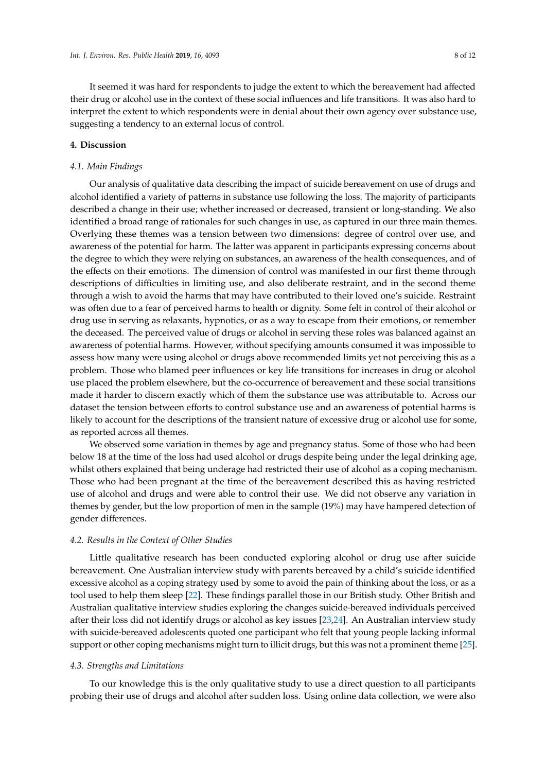It seemed it was hard for respondents to judge the extent to which the bereavement had affected their drug or alcohol use in the context of these social influences and life transitions. It was also hard to interpret the extent to which respondents were in denial about their own agency over substance use, suggesting a tendency to an external locus of control.

## 4. Discussion

### 4.1. Main Findings

Our analysis of qualitative data describing the impact of suicide bereavement on use of drugs and alcohol identified a variety of patterns in substance use following the loss. The majority of participants described a change in their use; whether increased or decreased, transient or long-standing. We also identified a broad range of rationales for such changes in use, as captured in our three main themes. Overlying these themes was a tension between two dimensions: degree of control over use, and awareness of the potential for harm. The latter was apparent in participants expressing concerns about the degree to which they were relying on substances, an awareness of the health consequences, and of the effects on their emotions. The dimension of control was manifested in our first theme through descriptions of difficulties in limiting use, and also deliberate restraint, and in the second theme through a wish to avoid the harms that may have contributed to their loved one's suicide. Restraint was often due to a fear of perceived harms to health or dignity. Some felt in control of their alcohol or drug use in serving as relaxants, hypnotics, or as a way to escape from their emotions, or remember the deceased. The perceived value of drugs or alcohol in serving these roles was balanced against an awareness of potential harms. However, without specifying amounts consumed it was impossible to assess how many were using alcohol or drugs above recommended limits yet not perceiving this as a problem. Those who blamed peer influences or key life transitions for increases in drug or alcohol use placed the problem elsewhere, but the co-occurrence of bereavement and these social transitions made it harder to discern exactly which of them the substance use was attributable to. Across our dataset the tension between efforts to control substance use and an awareness of potential harms is likely to account for the descriptions of the transient nature of excessive drug or alcohol use for some, as reported across all themes.

We observed some variation in themes by age and pregnancy status. Some of those who had been below 18 at the time of the loss had used alcohol or drugs despite being under the legal drinking age, whilst others explained that being underage had restricted their use of alcohol as a coping mechanism. Those who had been pregnant at the time of the bereavement described this as having restricted use of alcohol and drugs and were able to control their use. We did not observe any variation in themes by gender, but the low proportion of men in the sample (19%) may have hampered detection of gender differences.

### 4.2. Results in the Context of Other Studies

Little qualitative research has been conducted exploring alcohol or drug use after suicide bereavement. One Australian interview study with parents bereaved by a child's suicide identified excessive alcohol as a coping strategy used by some to avoid the pain of thinking about the loss, or as a tool used to help them sleep [22]. These findings parallel those in our British study. Other British and Australian qualitative interview studies exploring the changes suicide-bereaved individuals perceived after their loss did not identify drugs or alcohol as key issues [23,24]. An Australian interview study with suicide-bereaved adolescents quoted one participant who felt that young people lacking informal support or other coping mechanisms might turn to illicit drugs, but this was not a prominent theme [25].

### 4.3. Strengths and Limitations

To our knowledge this is the only qualitative study to use a direct question to all participants probing their use of drugs and alcohol after sudden loss. Using online data collection, we were also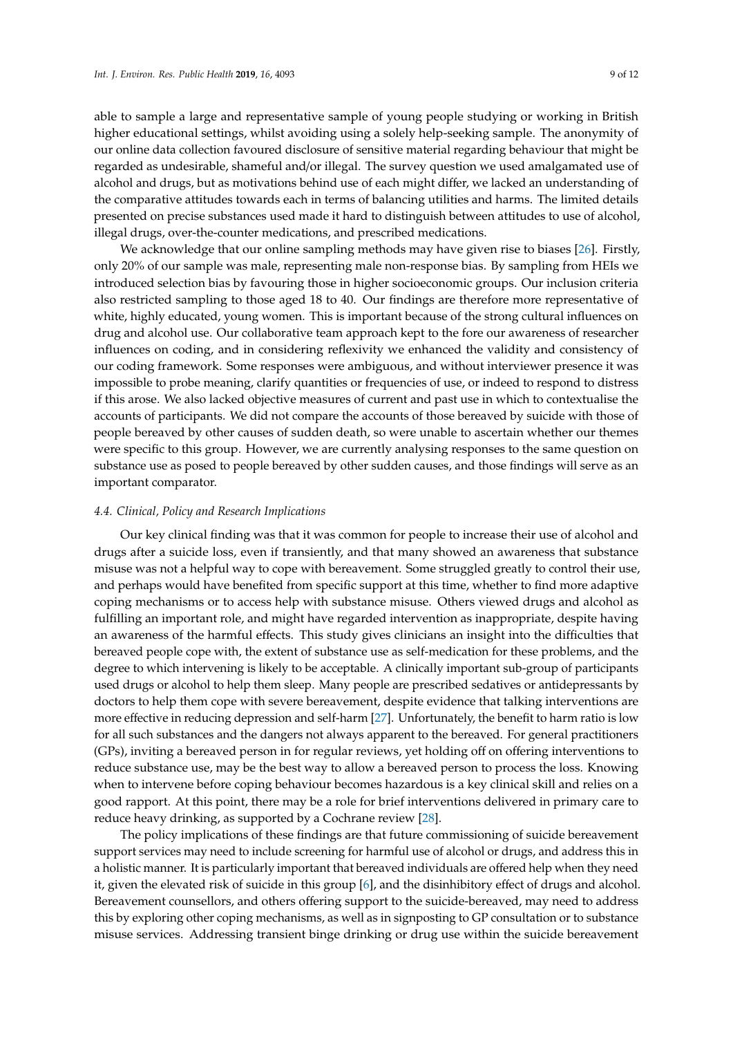able to sample a large and representative sample of young people studying or working in British higher educational settings, whilst avoiding using a solely help-seeking sample. The anonymity of our online data collection favoured disclosure of sensitive material regarding behaviour that might be regarded as undesirable, shameful and/or illegal. The survey question we used amalgamated use of alcohol and drugs, but as motivations behind use of each might differ, we lacked an understanding of the comparative attitudes towards each in terms of balancing utilities and harms. The limited details presented on precise substances used made it hard to distinguish between attitudes to use of alcohol, illegal drugs, over-the-counter medications, and prescribed medications.

We acknowledge that our online sampling methods may have given rise to biases [26]. Firstly, only 20% of our sample was male, representing male non-response bias. By sampling from HEIs we introduced selection bias by favouring those in higher socioeconomic groups. Our inclusion criteria also restricted sampling to those aged 18 to 40. Our findings are therefore more representative of white, highly educated, young women. This is important because of the strong cultural influences on drug and alcohol use. Our collaborative team approach kept to the fore our awareness of researcher influences on coding, and in considering reflexivity we enhanced the validity and consistency of our coding framework. Some responses were ambiguous, and without interviewer presence it was impossible to probe meaning, clarify quantities or frequencies of use, or indeed to respond to distress if this arose. We also lacked objective measures of current and past use in which to contextualise the accounts of participants. We did not compare the accounts of those bereaved by suicide with those of people bereaved by other causes of sudden death, so were unable to ascertain whether our themes were specific to this group. However, we are currently analysing responses to the same question on substance use as posed to people bereaved by other sudden causes, and those findings will serve as an important comparator.

### 4.4. Clinical, Policy and Research Implications

Our key clinical finding was that it was common for people to increase their use of alcohol and drugs after a suicide loss, even if transiently, and that many showed an awareness that substance misuse was not a helpful way to cope with bereavement. Some struggled greatly to control their use, and perhaps would have benefited from specific support at this time, whether to find more adaptive coping mechanisms or to access help with substance misuse. Others viewed drugs and alcohol as fulfilling an important role, and might have regarded intervention as inappropriate, despite having an awareness of the harmful effects. This study gives clinicians an insight into the difficulties that bereaved people cope with, the extent of substance use as self-medication for these problems, and the degree to which intervening is likely to be acceptable. A clinically important sub-group of participants used drugs or alcohol to help them sleep. Many people are prescribed sedatives or antidepressants by doctors to help them cope with severe bereavement, despite evidence that talking interventions are more effective in reducing depression and self-harm [27]. Unfortunately, the benefit to harm ratio is low for all such substances and the dangers not always apparent to the bereaved. For general practitioners (GPs), inviting a bereaved person in for regular reviews, yet holding off on offering interventions to reduce substance use, may be the best way to allow a bereaved person to process the loss. Knowing when to intervene before coping behaviour becomes hazardous is a key clinical skill and relies on a good rapport. At this point, there may be a role for brief interventions delivered in primary care to reduce heavy drinking, as supported by a Cochrane review [28].

The policy implications of these findings are that future commissioning of suicide bereavement support services may need to include screening for harmful use of alcohol or drugs, and address this in a holistic manner. It is particularly important that bereaved individuals are offered help when they need it, given the elevated risk of suicide in this group [6], and the disinhibitory effect of drugs and alcohol. Bereavement counsellors, and others offering support to the suicide-bereaved, may need to address this by exploring other coping mechanisms, as well as in signposting to GP consultation or to substance misuse services. Addressing transient binge drinking or drug use within the suicide bereavement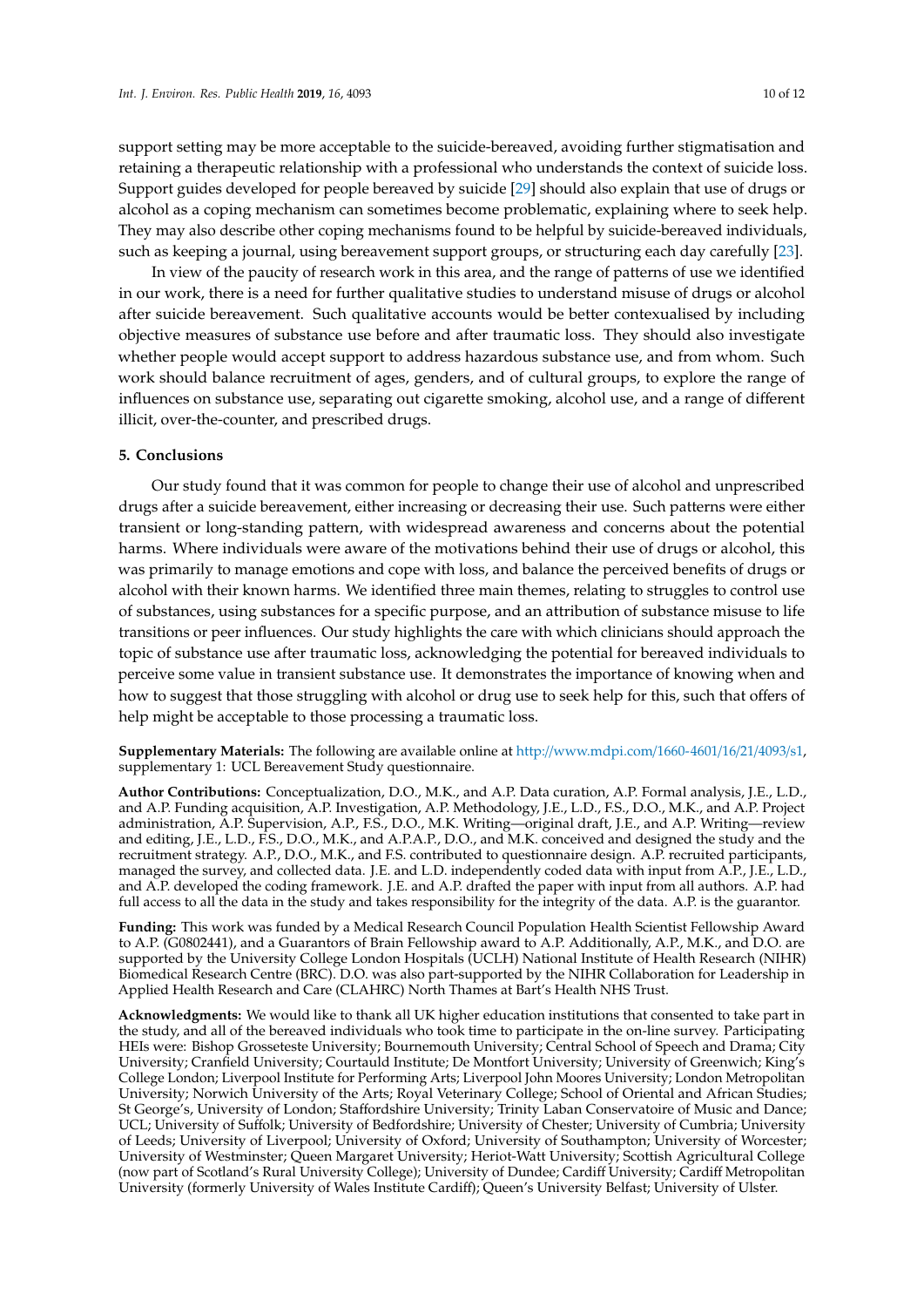support setting may be more acceptable to the suicide-bereaved, avoiding further stigmatisation and retaining a therapeutic relationship with a professional who understands the context of suicide loss. Support guides developed for people bereaved by suicide [29] should also explain that use of drugs or alcohol as a coping mechanism can sometimes become problematic, explaining where to seek help. They may also describe other coping mechanisms found to be helpful by suicide-bereaved individuals, such as keeping a journal, using bereavement support groups, or structuring each day carefully [23].

In view of the paucity of research work in this area, and the range of patterns of use we identified in our work, there is a need for further qualitative studies to understand misuse of drugs or alcohol after suicide bereavement. Such qualitative accounts would be better contexualised by including objective measures of substance use before and after traumatic loss. They should also investigate whether people would accept support to address hazardous substance use, and from whom. Such work should balance recruitment of ages, genders, and of cultural groups, to explore the range of influences on substance use, separating out cigarette smoking, alcohol use, and a range of different illicit, over-the-counter, and prescribed drugs.

## 5. Conclusions

Our study found that it was common for people to change their use of alcohol and unprescribed drugs after a suicide bereavement, either increasing or decreasing their use. Such patterns were either transient or long-standing pattern, with widespread awareness and concerns about the potential harms. Where individuals were aware of the motivations behind their use of drugs or alcohol, this was primarily to manage emotions and cope with loss, and balance the perceived benefits of drugs or alcohol with their known harms. We identified three main themes, relating to struggles to control use of substances, using substances for a specific purpose, and an attribution of substance misuse to life transitions or peer influences. Our study highlights the care with which clinicians should approach the topic of substance use after traumatic loss, acknowledging the potential for bereaved individuals to perceive some value in transient substance use. It demonstrates the importance of knowing when and how to suggest that those struggling with alcohol or drug use to seek help for this, such that offers of help might be acceptable to those processing a traumatic loss.

**Supplementary Materials:** The following are available online at http://www.mdpi.com/1660-4601/16/21/4093/s1, supplementary 1: UCL Bereavement Study questionnaire.

**Author Contributions:** Conceptualization, D.O., M.K., and A.P. Data curation, A.P. Formal analysis, J.E., L.D., and A.P. Funding acquisition, A.P. Investigation, A.P. Methodology, J.E., L.D., F.S., D.O., M.K., and A.P. Project administration, A.P. Supervision, A.P., F.S., D.O., M.K. Writing—original draft, J.E., and A.P. Writing—review and editing, J.E., L.D., F.S., D.O., M.K., and A.P.A.P., D.O., and M.K. conceived and designed the study and the recruitment strategy. A.P., D.O., M.K., and F.S. contributed to questionnaire design. A.P. recruited participants, managed the survey, and collected data. J.E. and L.D. independently coded data with input from A.P., J.E., L.D., and A.P. developed the coding framework. J.E. and A.P. drafted the paper with input from all authors. A.P. had full access to all the data in the study and takes responsibility for the integrity of the data. A.P. is the guarantor.

**Funding:** This work was funded by a Medical Research Council Population Health Scientist Fellowship Award to A.P. (G0802441), and a Guarantors of Brain Fellowship award to A.P. Additionally, A.P., M.K., and D.O. are supported by the University College London Hospitals (UCLH) National Institute of Health Research (NIHR) Biomedical Research Centre (BRC). D.O. was also part-supported by the NIHR Collaboration for Leadership in Applied Health Research and Care (CLAHRC) North Thames at Bart's Health NHS Trust.

**Acknowledgments:** We would like to thank all UK higher education institutions that consented to take part in the study, and all of the bereaved individuals who took time to participate in the on-line survey. Participating HEIs were: Bishop Grosseteste University; Bournemouth University; Central School of Speech and Drama; City University; Cranfield University; Courtauld Institute; De Montfort University; University of Greenwich; King's College London; Liverpool Institute for Performing Arts; Liverpool John Moores University; London Metropolitan University; Norwich University of the Arts; Royal Veterinary College; School of Oriental and African Studies; St George's, University of London; Staffordshire University; Trinity Laban Conservatoire of Music and Dance; UCL; University of Suffolk; University of Bedfordshire; University of Chester; University of Cumbria; University of Leeds; University of Liverpool; University of Oxford; University of Southampton; University of Worcester; University of Westminster; Queen Margaret University; Heriot-Watt University; Scottish Agricultural College (now part of Scotland's Rural University College); University of Dundee; Cardiff University; Cardiff Metropolitan University (formerly University of Wales Institute Cardiff); Queen's University Belfast; University of Ulster.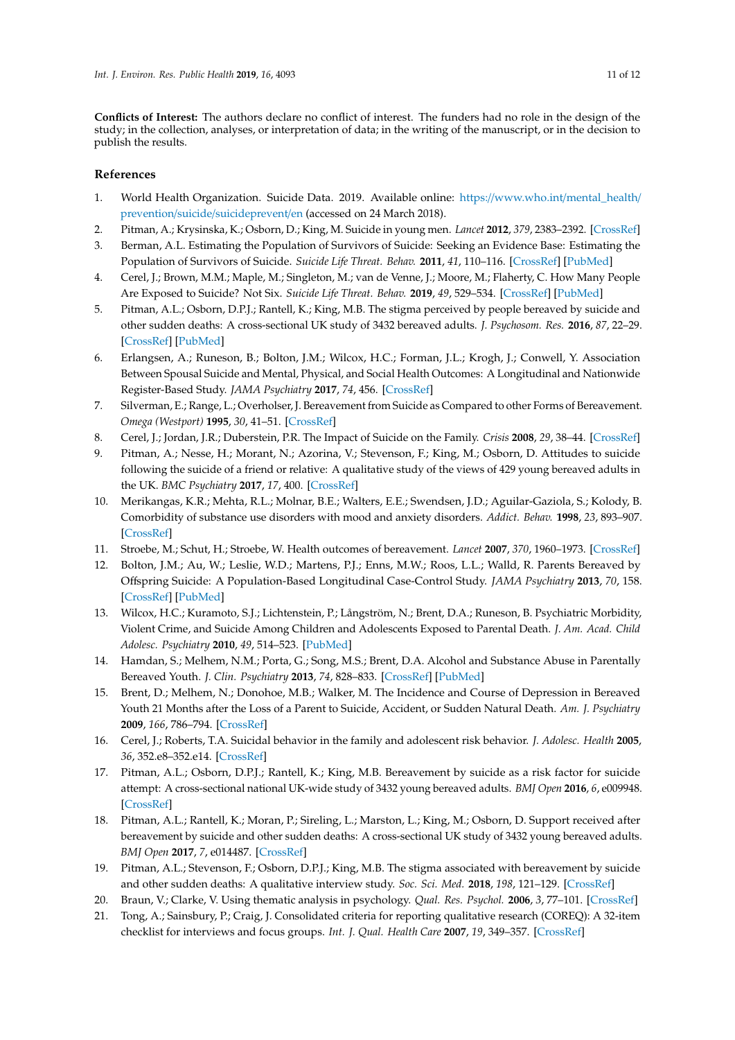**Conflicts of Interest:** The authors declare no conflict of interest. The funders had no role in the design of the study; in the collection, analyses, or interpretation of data; in the writing of the manuscript, or in the decision to publish the results.

## References

1. World Health Organization. Suicide Data. 2019. Available online: https://www.who.int/mental_health/prevention/suicide/suicideprevent/en (accessed on 24 March 2018).
2. Pitman, A.; Krysinska, K.; Osborn, D.; King, M. Suicide in young men. *Lancet* **2012**, *379*, 2383–2392. [CrossRef]
3. Berman, A.L. Estimating the Population of Survivors of Suicide: Seeking an Evidence Base: Estimating the Population of Survivors of Suicide. *Suicide Life Threat. Behav.* **2011**, *41*, 110–116. [CrossRef] [PubMed]
4. Cerel, J.; Brown, M.M.; Maple, M.; Singleton, M.; van de Venne, J.; Moore, M.; Flaherty, C. How Many People Are Exposed to Suicide? Not Six. *Suicide Life Threat. Behav.* **2019**, *49*, 529–534. [CrossRef] [PubMed]
5. Pitman, A.L.; Osborn, D.P.J.; Rantell, K.; King, M.B. The stigma perceived by people bereaved by suicide and other sudden deaths: A cross-sectional UK study of 3432 bereaved adults. *J. Psychosom. Res.* **2016**, *87*, 22–29. [CrossRef] [PubMed]
6. Erlangsen, A.; Runeson, B.; Bolton, J.M.; Wilcox, H.C.; Forman, J.L.; Krogh, J.; Conwell, Y. Association Between Spousal Suicide and Mental, Physical, and Social Health Outcomes: A Longitudinal and Nationwide Register-Based Study. *JAMA Psychiatry* **2017**, *74*, 456. [CrossRef]
7. Silverman, E.; Range, L.; Overholser, J. Bereavement from Suicide as Compared to other Forms of Bereavement. *Omega (Westport)* **1995**, *30*, 41–51. [CrossRef]
8. Cerel, J.; Jordan, J.R.; Duberstein, P.R. The Impact of Suicide on the Family. *Crisis* **2008**, *29*, 38–44. [CrossRef]
9. Pitman, A.; Nesse, H.; Morant, N.; Azorina, V.; Stevenson, F.; King, M.; Osborn, D. Attitudes to suicide following the suicide of a friend or relative: A qualitative study of the views of 429 young bereaved adults in the UK. *BMC Psychiatry* **2017**, *17*, 400. [CrossRef]
10. Merikangas, K.R.; Mehta, R.L.; Molnar, B.E.; Walters, E.E.; Swendsen, J.D.; Aguilar-Gaziola, S.; Kolody, B. Comorbidity of substance use disorders with mood and anxiety disorders. *Addict. Behav.* **1998**, *23*, 893–907. [CrossRef]
11. Stroebe, M.; Schut, H.; Stroebe, W. Health outcomes of bereavement. *Lancet* **2007**, *370*, 1960–1973. [CrossRef]
12. Bolton, J.M.; Au, W.; Leslie, W.D.; Martens, P.J.; Enns, M.W.; Roos, L.L.; Walld, R. Parents Bereaved by Offspring Suicide: A Population-Based Longitudinal Case-Control Study. *JAMA Psychiatry* **2013**, *70*, 158. [CrossRef] [PubMed]
13. Wilcox, H.C.; Kuramoto, S.J.; Lichtenstein, P.; Långström, N.; Brent, D.A.; Runeson, B. Psychiatric Morbidity, Violent Crime, and Suicide Among Children and Adolescents Exposed to Parental Death. *J. Am. Acad. Child Adolesc. Psychiatry* **2010**, *49*, 514–523. [PubMed]
14. Hamdan, S.; Melhem, N.M.; Porta, G.; Song, M.S.; Brent, D.A. Alcohol and Substance Abuse in Parentally Bereaved Youth. *J. Clin. Psychiatry* **2013**, *74*, 828–833. [CrossRef] [PubMed]
15. Brent, D.; Melhem, N.; Donohoe, M.B.; Walker, M. The Incidence and Course of Depression in Bereaved Youth 21 Months after the Loss of a Parent to Suicide, Accident, or Sudden Natural Death. *Am. J. Psychiatry* **2009**, *166*, 786–794. [CrossRef]
16. Cerel, J.; Roberts, T.A. Suicidal behavior in the family and adolescent risk behavior. *J. Adolesc. Health* **2005**, *36*, 352.e8–352.e14. [CrossRef]
17. Pitman, A.L.; Osborn, D.P.J.; Rantell, K.; King, M.B. Bereavement by suicide as a risk factor for suicide attempt: A cross-sectional national UK-wide study of 3432 young bereaved adults. *BMJ Open* **2016**, *6*, e009948. [CrossRef]
18. Pitman, A.L.; Rantell, K.; Moran, P.; Sireling, L.; Marston, L.; King, M.; Osborn, D. Support received after bereavement by suicide and other sudden deaths: A cross-sectional UK study of 3432 young bereaved adults. *BMJ Open* **2017**, *7*, e014487. [CrossRef]
19. Pitman, A.L.; Stevenson, F.; Osborn, D.P.J.; King, M.B. The stigma associated with bereavement by suicide and other sudden deaths: A qualitative interview study. *Soc. Sci. Med.* **2018**, *198*, 121–129. [CrossRef]
20. Braun, V.; Clarke, V. Using thematic analysis in psychology. *Qual. Res. Psychol.* **2006**, *3*, 77–101. [CrossRef]
21. Tong, A.; Sainsbury, P.; Craig, J. Consolidated criteria for reporting qualitative research (COREQ): A 32-item checklist for interviews and focus groups. *Int. J. Qual. Health Care* **2007**, *19*, 349–357. [CrossRef]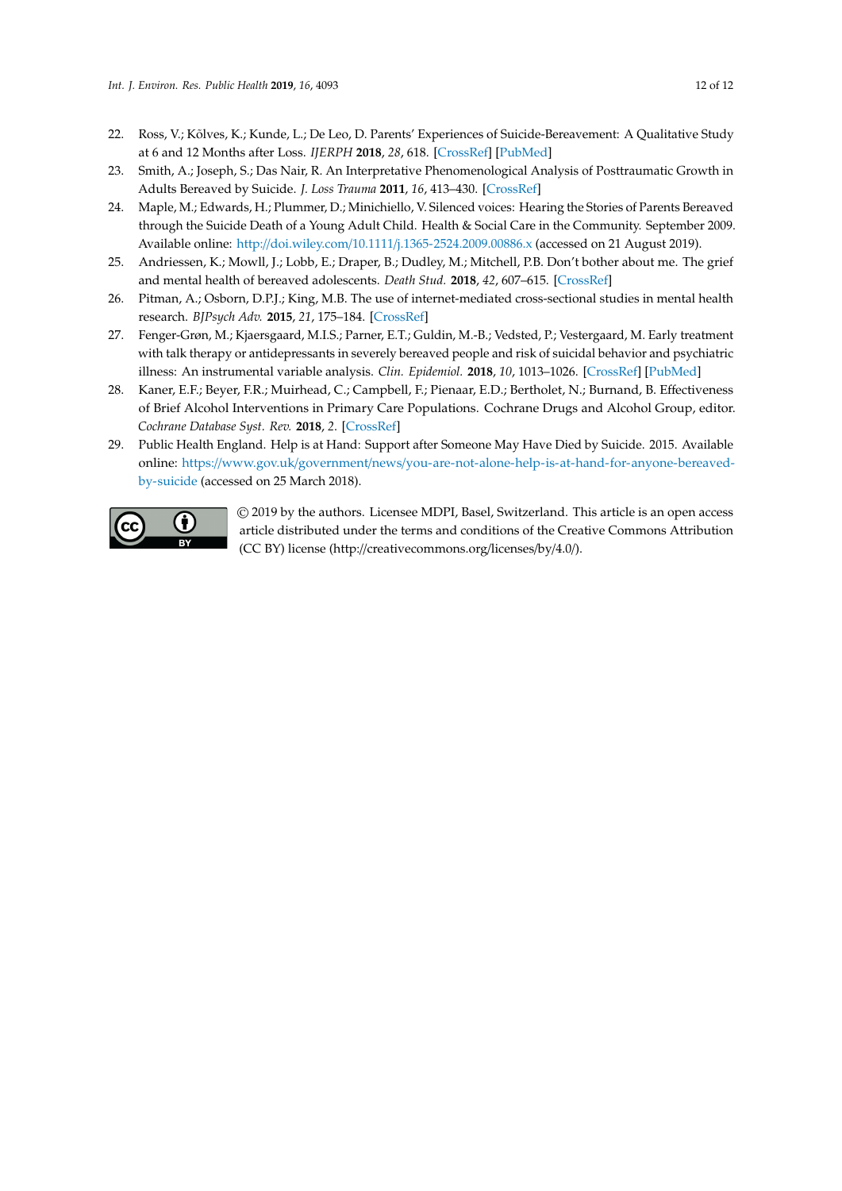22. Ross, V.; Kõlves, K.; Kunde, L.; De Leo, D. Parents' Experiences of Suicide-Bereavement: A Qualitative Study at 6 and 12 Months after Loss. *IJERPH* **2018**, *28*, 618. [CrossRef] [PubMed]
23. Smith, A.; Joseph, S.; Das Nair, R. An Interpretative Phenomenological Analysis of Posttraumatic Growth in Adults Bereaved by Suicide. *J. Loss Trauma* **2011**, *16*, 413–430. [CrossRef]
24. Maple, M.; Edwards, H.; Plummer, D.; Minichiello, V. Silenced voices: Hearing the Stories of Parents Bereaved through the Suicide Death of a Young Adult Child. Health & Social Care in the Community. September 2009. Available online: http://doi.wiley.com/10.1111/j.1365-2524.2009.00886.x (accessed on 21 August 2019).
25. Andriessen, K.; Mowll, J.; Lobb, E.; Draper, B.; Dudley, M.; Mitchell, P.B. Don't bother about me. The grief and mental health of bereaved adolescents. *Death Stud.* **2018**, *42*, 607–615. [CrossRef]
26. Pitman, A.; Osborn, D.P.J.; King, M.B. The use of internet-mediated cross-sectional studies in mental health research. *BJPsych Adv.* **2015**, *21*, 175–184. [CrossRef]
27. Fenger-Grøn, M.; Kjaersgaard, M.I.S.; Parner, E.T.; Guldin, M.-B.; Vedsted, P.; Vestergaard, M. Early treatment with talk therapy or antidepressants in severely bereaved people and risk of suicidal behavior and psychiatric illness: An instrumental variable analysis. *Clin. Epidemiol.* **2018**, *10*, 1013–1026. [CrossRef] [PubMed]
28. Kaner, E.F.; Beyer, F.R.; Muirhead, C.; Campbell, F.; Pienaar, E.D.; Bertholet, N.; Burnand, B. Effectiveness of Brief Alcohol Interventions in Primary Care Populations. Cochrane Drugs and Alcohol Group, editor. *Cochrane Database Syst. Rev.* **2018**, *2*. [CrossRef]
29. Public Health England. Help is at Hand: Support after Someone May Have Died by Suicide. 2015. Available online: https://www.gov.uk/government/news/you-are-not-alone-help-is-at-hand-for-anyone-bereaved-by-suicide (accessed on 25 March 2018).

© 2019 by the authors. Licensee MDPI, Basel, Switzerland. This article is an open access article distributed under the terms and conditions of the Creative Commons Attribution (CC BY) license (http://creativecommons.org/licenses/by/4.0/).